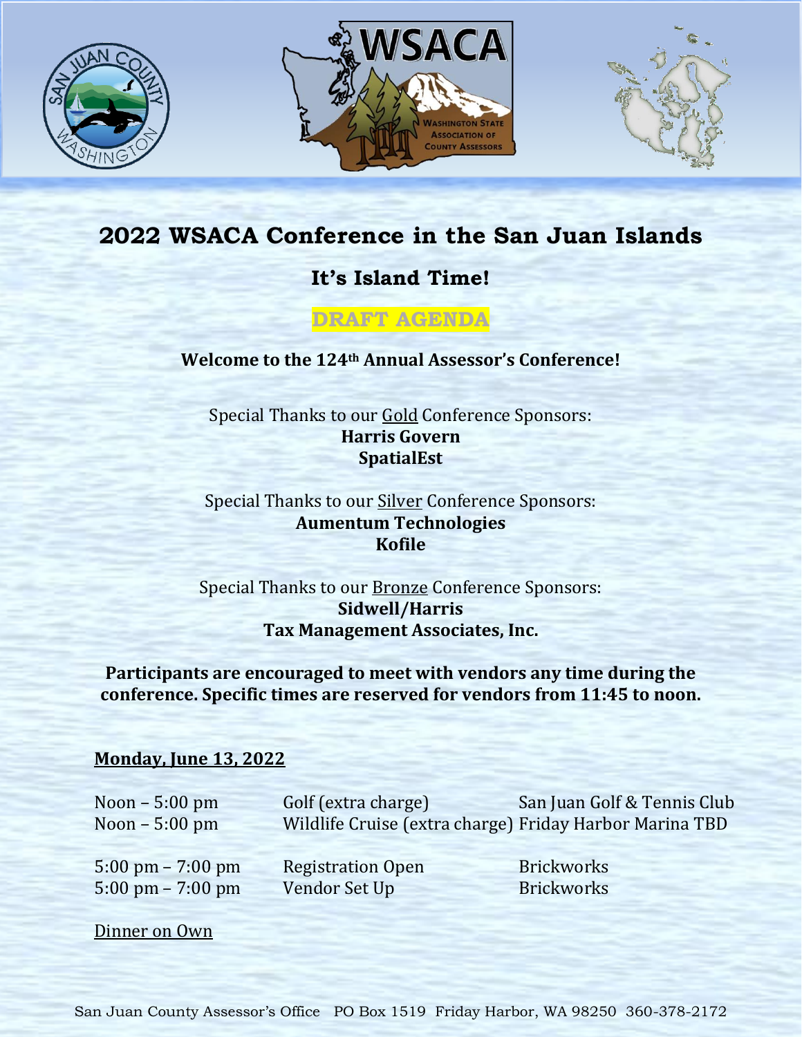# 2022 WSACA Conference in the San Juan Islands

## It's Island Time!

**DRAFT AGENDA**

**Welcome to the 124th Annual Assessor's Conference!**

Special Thanks to our Gold Conference Sponsors:
**Harris Govern**
**SpatialEst**

Special Thanks to our Silver Conference Sponsors:
**Aumentum Technologies**
**Kofile**

Special Thanks to our Bronze Conference Sponsors:
**Sidwell/Harris**
**Tax Management Associates, Inc.**

**Participants are encouraged to meet with vendors any time during the conference. Specific times are reserved for vendors from 11:45 to noon.**

**Monday, June 13, 2022**

| | | |
|---|---|---|
| Noon – 5:00 pm | Golf (extra charge) | San Juan Golf & Tennis Club |
| Noon – 5:00 pm | Wildlife Cruise (extra charge) | Friday Harbor Marina TBD |
| 5:00 pm – 7:00 pm | Registration Open | Brickworks |
| 5:00 pm – 7:00 pm | Vendor Set Up | Brickworks |

Dinner on Own

San Juan County Assessor's Office PO Box 1519 Friday Harbor, WA 98250 360-378-2172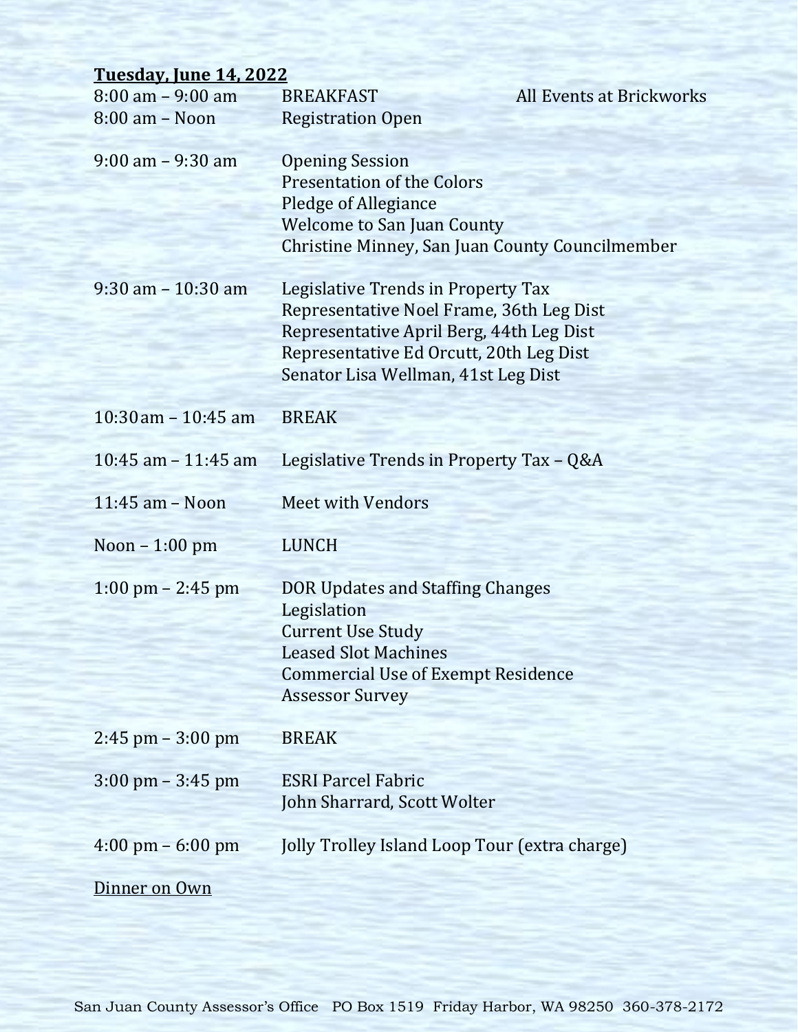**Tuesday, June 14, 2022**

| | | |
|---|---|---|
| 8:00 am – 9:00 am | BREAKFAST | All Events at Brickworks |
| 8:00 am – Noon | Registration Open | |
| 9:00 am – 9:30 am | Opening Session<br>Presentation of the Colors<br>Pledge of Allegiance<br>Welcome to San Juan County<br>Christine Minney, San Juan County Councilmember | |
| 9:30 am – 10:30 am | Legislative Trends in Property Tax<br>Representative Noel Frame, 36th Leg Dist<br>Representative April Berg, 44th Leg Dist<br>Representative Ed Orcutt, 20th Leg Dist<br>Senator Lisa Wellman, 41st Leg Dist | |
| 10:30am – 10:45 am | BREAK | |
| 10:45 am – 11:45 am | Legislative Trends in Property Tax – Q&A | |
| 11:45 am – Noon | Meet with Vendors | |
| Noon – 1:00 pm | LUNCH | |
| 1:00 pm – 2:45 pm | DOR Updates and Staffing Changes<br>Legislation<br>Current Use Study<br>Leased Slot Machines<br>Commercial Use of Exempt Residence<br>Assessor Survey | |
| 2:45 pm – 3:00 pm | BREAK | |
| 3:00 pm – 3:45 pm | ESRI Parcel Fabric<br>John Sharrard, Scott Wolter | |
| 4:00 pm – 6:00 pm | Jolly Trolley Island Loop Tour (extra charge) | |

Dinner on Own

San Juan County Assessor's Office PO Box 1519 Friday Harbor, WA 98250 360-378-2172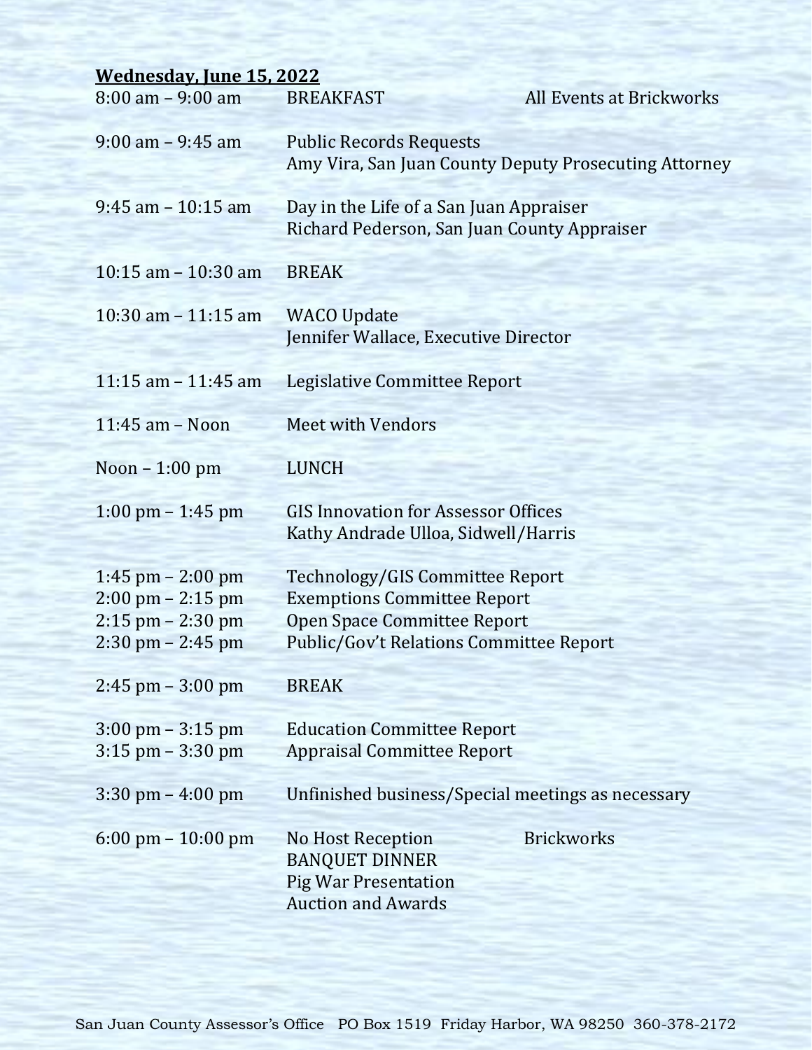**Wednesday, June 15, 2022**

| | | |
|---|---|---|
| 8:00 am – 9:00 am | BREAKFAST | All Events at Brickworks |
| 9:00 am – 9:45 am | Public Records Requests<br>Amy Vira, San Juan County Deputy Prosecuting Attorney | |
| 9:45 am – 10:15 am | Day in the Life of a San Juan Appraiser<br>Richard Pederson, San Juan County Appraiser | |
| 10:15 am – 10:30 am | BREAK | |
| 10:30 am – 11:15 am | WACO Update<br>Jennifer Wallace, Executive Director | |
| 11:15 am – 11:45 am | Legislative Committee Report | |
| 11:45 am – Noon | Meet with Vendors | |
| Noon – 1:00 pm | LUNCH | |
| 1:00 pm – 1:45 pm | GIS Innovation for Assessor Offices<br>Kathy Andrade Ulloa, Sidwell/Harris | |
| 1:45 pm – 2:00 pm | Technology/GIS Committee Report | |
| 2:00 pm – 2:15 pm | Exemptions Committee Report | |
| 2:15 pm – 2:30 pm | Open Space Committee Report | |
| 2:30 pm – 2:45 pm | Public/Gov't Relations Committee Report | |
| 2:45 pm – 3:00 pm | BREAK | |
| 3:00 pm – 3:15 pm | Education Committee Report | |
| 3:15 pm – 3:30 pm | Appraisal Committee Report | |
| 3:30 pm – 4:00 pm | Unfinished business/Special meetings as necessary | |
| 6:00 pm – 10:00 pm | No Host Reception<br>BANQUET DINNER<br>Pig War Presentation<br>Auction and Awards | Brickworks |

San Juan County Assessor's Office PO Box 1519 Friday Harbor, WA 98250 360-378-2172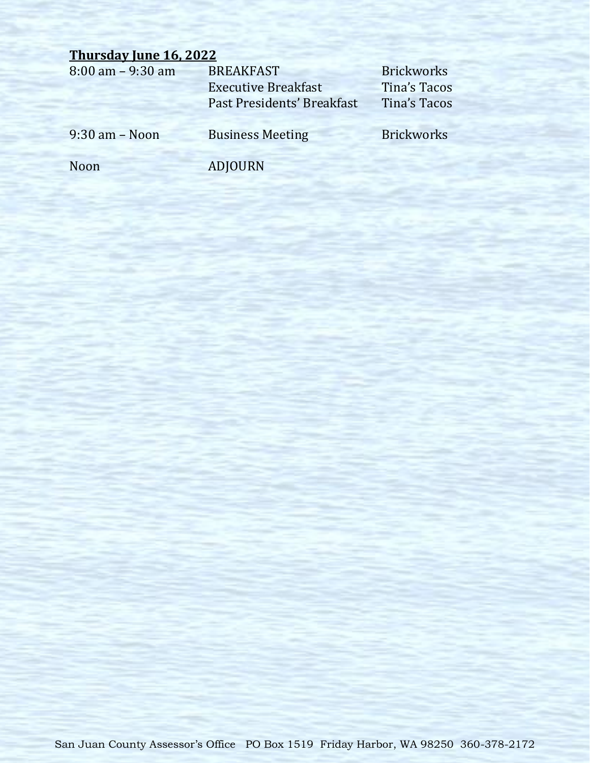**Thursday June 16, 2022**

| | | |
|---|---|---|
| 8:00 am – 9:30 am | BREAKFAST | Brickworks |
| | Executive Breakfast | Tina's Tacos |
| | Past Presidents' Breakfast | Tina's Tacos |
| 9:30 am – Noon | Business Meeting | Brickworks |
| Noon | ADJOURN | |

San Juan County Assessor's Office PO Box 1519 Friday Harbor, WA 98250 360-378-2172